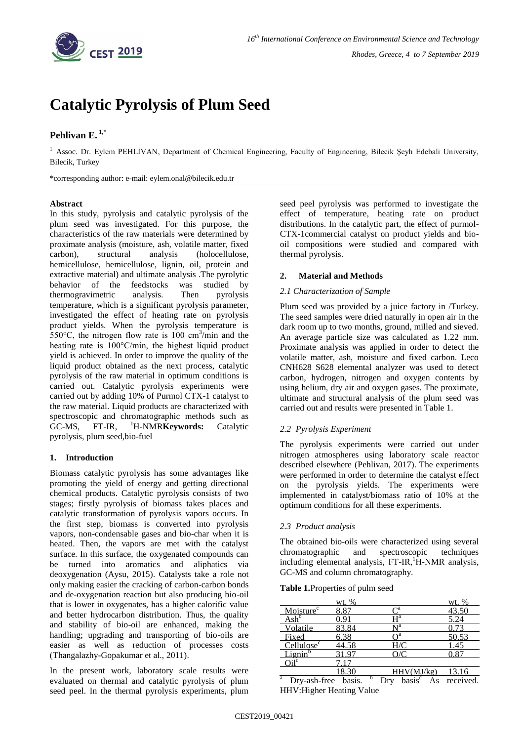# Catalytic Pyrolysis of Plum Seed

**Pehlivan E.** [1,*]

[1] Assoc. Dr. Eylem PEHLİVAN, Department of Chemical Engineering, Faculty of Engineering, Bilecik Şeyh Edebali University, Bilecik, Turkey

*corresponding author: e-mail: eylem.onal@bilecik.edu.tr

**Abstract**

In this study, pyrolysis and catalytic pyrolysis of the plum seed was investigated. For this purpose, the characteristics of the raw materials were determined by proximate analysis (moisture, ash, volatile matter, fixed carbon), structural analysis (holocellulose, hemicellulose, hemicellulose, lignin, oil, protein and extractive material) and ultimate analysis .The pyrolytic behavior of the feedstocks was studied by thermogravimetric analysis. Then pyrolysis temperature, which is a significant pyrolysis parameter, investigated the effect of heating rate on pyrolysis product yields. When the pyrolysis temperature is 550°C, the nitrogen flow rate is 100 $cm^3$/min and the heating rate is 100°C/min, the highest liquid product yield is achieved. In order to improve the quality of the liquid product obtained as the next process, catalytic pyrolysis of the raw material in optimum conditions is carried out. Catalytic pyrolysis experiments were carried out by adding 10% of Purmol CTX-1 catalyst to the raw material. Liquid products are characterized with spectroscopic and chromatographic methods such as GC-MS, FT-IR, $^1$H-NMR**Keywords:** Catalytic pyrolysis, plum seed,bio-fuel

## 1. Introduction

Biomass catalytic pyrolysis has some advantages like promoting the yield of energy and getting directional chemical products. Catalytic pyrolysis consists of two stages; firstly pyrolysis of biomass takes places and catalytic transformation of pyrolysis vapors occurs. In the first step, biomass is converted into pyrolysis vapors, non-condensable gases and bio-char when it is heated. Then, the vapors are met with the catalyst surface. In this surface, the oxygenated compounds can be turned into aromatics and aliphatics via deoxygenation (Aysu, 2015). Catalysts take a role not only making easier the cracking of carbon-carbon bonds and de-oxygenation reaction but also producing bio-oil that is lower in oxygenates, has a higher calorific value and better hydrocarbon distribution. Thus, the quality and stability of bio-oil are enhanced, making the handling; upgrading and transporting of bio-oils are easier as well as reduction of processes costs (Thangalazhy-Gopakumar et al., 2011).

In the present work, laboratory scale results were evaluated on thermal and catalytic pyrolysis of plum seed peel. In the thermal pyrolysis experiments, plum seed peel pyrolysis was performed to investigate the effect of temperature, heating rate on product distributions. In the catalytic part, the effect of purmol-CTX-1commercial catalyst on product yields and bio-oil compositions were studied and compared with thermal pyrolysis.

## 2. Material and Methods

### *2.1 Characterization of Sample*

Plum seed was provided by a juice factory in /Turkey. The seed samples were dried naturally in open air in the dark room up to two months, ground, milled and sieved. An average particle size was calculated as 1.22 mm. Proximate analysis was applied in order to detect the volatile matter, ash, moisture and fixed carbon. Leco CNH628 S628 elemental analyzer was used to detect carbon, hydrogen, nitrogen and oxygen contents by using helium, dry air and oxygen gases. The proximate, ultimate and structural analysis of the plum seed was carried out and results were presented in Table 1.

### *2.2 Pyrolysis Experiment*

The pyrolysis experiments were carried out under nitrogen atmospheres using laboratory scale reactor described elsewhere (Pehlivan, 2017). The experiments were performed in order to determine the catalyst effect on the pyrolysis yields. The experiments were implemented in catalyst/biomass ratio of 10% at the optimum conditions for all these experiments.

### *2.3 Product analysis*

The obtained bio-oils were characterized using several chromatographic and spectroscopic techniques including elemental analysis, FT-IR,$^1$H-NMR analysis, GC-MS and column chromatography.

**Table 1.**Properties of pulm seed

| | wt. % | | wt. % |
|---|---|---|---|
| Moisture[c] | 8.87 | C[a] | 43.50 |
| Ash[b] | 0.91 | H[a] | 5.24 |
| Volatile | 83.84 | N[a] | 0.73 |
| Fixed | 6.38 | O[a] | 50.53 |
| Cellulose[c] | 44.58 | H/C | 1.45 |
| Lignin[b] | 31.97 | O/C | 0.87 |
| Oil[c] | 7.17 | | |
| | 18.30 | HHV(MJ/kg) | 13.16 |

[a] Dry-ash-free basis. [b] Dry basis[c] As received. HHV:Higher Heating Value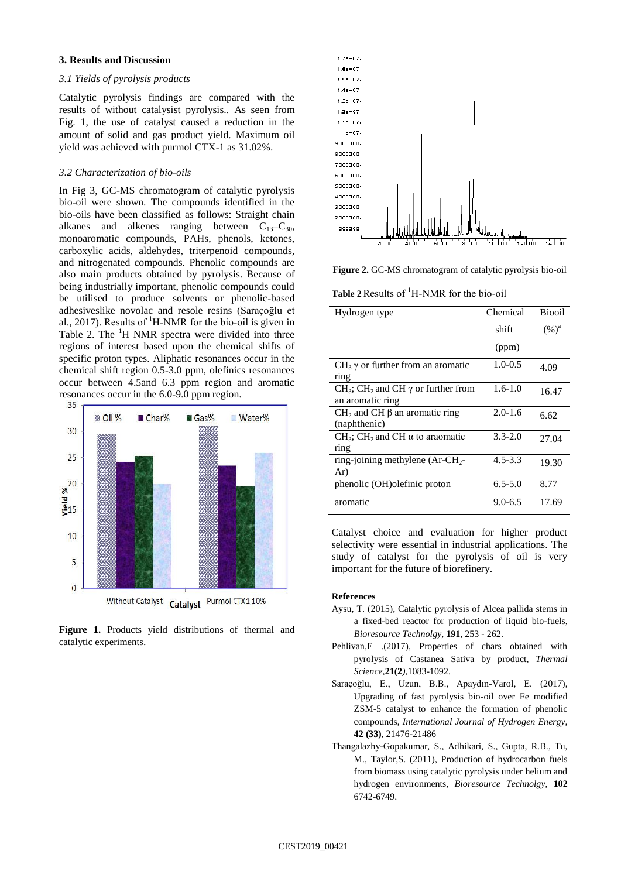## 3. Results and Discussion

### *3.1 Yields of pyrolysis products*

Catalytic pyrolysis findings are compared with the results of without catalysist pyrolysis.. As seen from Fig. 1, the use of catalyst caused a reduction in the amount of solid and gas product yield. Maximum oil yield was achieved with purmol CTX-1 as 31.02%.

### *3.2 Characterization of bio-oils*

In Fig 3, GC-MS chromatogram of catalytic pyrolysis bio-oil were shown. The compounds identified in the bio-oils have been classified as follows: Straight chain alkanes and alkenes ranging between $C_{13}$–$C_{30}$, monoaromatic compounds, PAHs, phenols, ketones, carboxylic acids, aldehydes, triterpenoid compounds, and nitrogenated compounds. Phenolic compounds are also main products obtained by pyrolysis. Because of being industrially important, phenolic compounds could be utilised to produce solvents or phenolic-based adhesiveslike novolac and resole resins (Saraçoğlu et al., 2017). Results of $^{1}$H-NMR for the bio-oil is given in Table 2. The $^{1}$H NMR spectra were divided into three regions of interest based upon the chemical shifts of specific proton types. Aliphatic resonances occur in the chemical shift region 0.5-3.0 ppm, olefinics resonances occur between 4.5and 6.3 ppm region and aromatic resonances occur in the 6.0-9.0 ppm region.

35
30
25
20
15
10
5
0
Yield %
Oil %
Char%
Gas%
Water%
Without Catalyst
Catalyst
Purmol CTX1 10%

**Figure 1.** Products yield distributions of thermal and catalytic experiments.

1.7e+07
1.6e+07
1.5e+07
1.4e+07
1.3e+07
1.2e+07
1.1e+07
1e+07
9000000
8000000
7000000
6000000
5000000
4000000
3000000
2000000
1000000
20.00
40.00
60.00
80.00
100.00
120.00
140.00

**Figure 2.** GC-MS chromatogram of catalytic pyrolysis bio-oil

**Table 2** Results of $^{1}$H-NMR for the bio-oil

| Hydrogen type | Chemical shift (ppm) | Biooil (%)[a] |
|---|---|---|
| $CH_3$ γ or further from an aromatic ring | 1.0-0.5 | 4.09 |
| $CH_3$; $CH_2$ and CH γ or further from an aromatic ring | 1.6-1.0 | 16.47 |
| $CH_2$ and CH β an aromatic ring (naphthenic) | 2.0-1.6 | 6.62 |
| $CH_3$; $CH_2$ and CH α to araomatic ring | 3.3-2.0 | 27.04 |
| ring-joining methylene (Ar-$CH_2$-Ar) | 4.5-3.3 | 19.30 |
| phenolic (OH)olefinic proton | 6.5-5.0 | 8.77 |
| aromatic | 9.0-6.5 | 17.69 |

Catalyst choice and evaluation for higher product selectivity were essential in industrial applications. The study of catalyst for the pyrolysis of oil is very important for the future of biorefinery.

#### References

Aysu, T. (2015), Catalytic pyrolysis of Alcea pallida stems in a fixed-bed reactor for production of liquid bio-fuels, *Bioresource Technolgy*, **191**, 253 - 262.

Pehlivan,E .(2017), Properties of chars obtained with pyrolysis of Castanea Sativa by product, *Thermal Science*,**21(2**),1083-1092.

Saraçoğlu, E., Uzun, B.B., Apaydın-Varol, E. (2017), Upgrading of fast pyrolysis bio-oil over Fe modified ZSM-5 catalyst to enhance the formation of phenolic compounds, *International Journal of Hydrogen Energy*, **42 (33)**, 21476-21486

Thangalazhy-Gopakumar, S., Adhikari, S., Gupta, R.B., Tu, M., Taylor,S. (2011), Production of hydrocarbon fuels from biomass using catalytic pyrolysis under helium and hydrogen environments, *Bioresource Technolgy*, **102** 6742-6749.